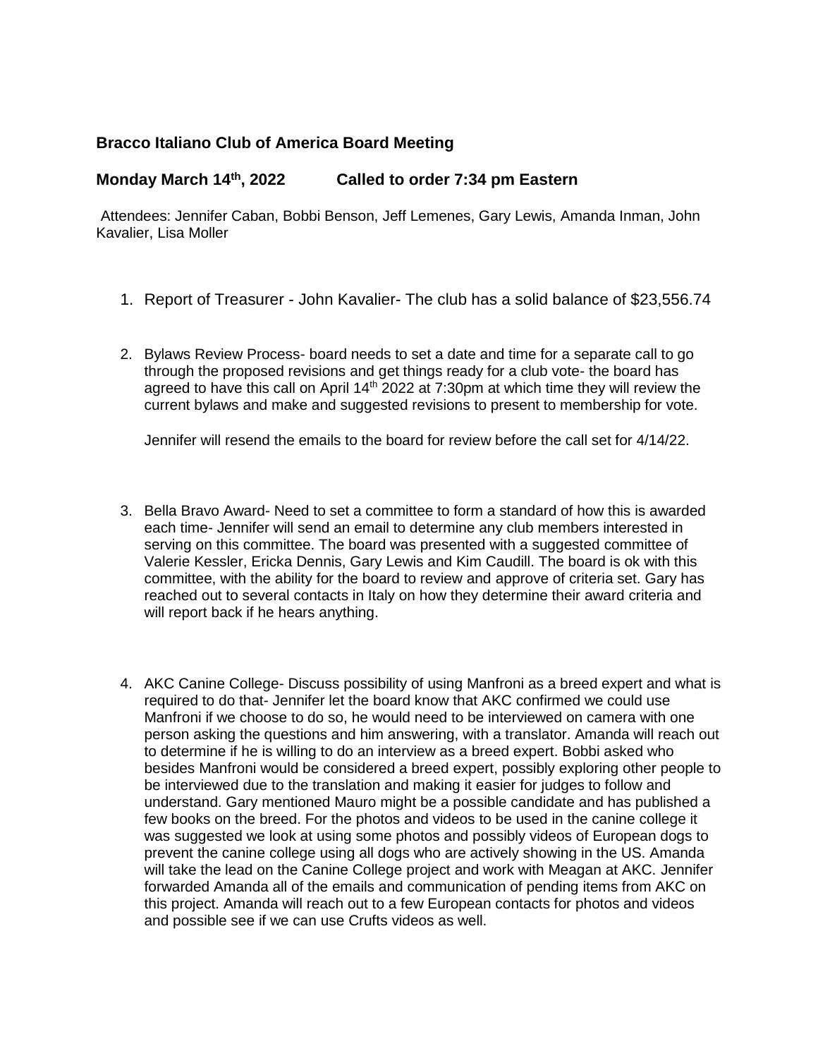### Bracco Italiano Club of America Board Meeting

### Monday March 14th, 2022 Called to order 7:34 pm Eastern

Attendees: Jennifer Caban, Bobbi Benson, Jeff Lemenes, Gary Lewis, Amanda Inman, John Kavalier, Lisa Moller

1. Report of Treasurer - John Kavalier- The club has a solid balance of $23,556.74

2. Bylaws Review Process- board needs to set a date and time for a separate call to go through the proposed revisions and get things ready for a club vote- the board has agreed to have this call on April 14th 2022 at 7:30pm at which time they will review the current bylaws and make and suggested revisions to present to membership for vote.

   Jennifer will resend the emails to the board for review before the call set for 4/14/22.

3. Bella Bravo Award- Need to set a committee to form a standard of how this is awarded each time- Jennifer will send an email to determine any club members interested in serving on this committee. The board was presented with a suggested committee of Valerie Kessler, Ericka Dennis, Gary Lewis and Kim Caudill. The board is ok with this committee, with the ability for the board to review and approve of criteria set. Gary has reached out to several contacts in Italy on how they determine their award criteria and will report back if he hears anything.

4. AKC Canine College- Discuss possibility of using Manfroni as a breed expert and what is required to do that- Jennifer let the board know that AKC confirmed we could use Manfroni if we choose to do so, he would need to be interviewed on camera with one person asking the questions and him answering, with a translator. Amanda will reach out to determine if he is willing to do an interview as a breed expert. Bobbi asked who besides Manfroni would be considered a breed expert, possibly exploring other people to be interviewed due to the translation and making it easier for judges to follow and understand. Gary mentioned Mauro might be a possible candidate and has published a few books on the breed. For the photos and videos to be used in the canine college it was suggested we look at using some photos and possibly videos of European dogs to prevent the canine college using all dogs who are actively showing in the US. Amanda will take the lead on the Canine College project and work with Meagan at AKC. Jennifer forwarded Amanda all of the emails and communication of pending items from AKC on this project. Amanda will reach out to a few European contacts for photos and videos and possible see if we can use Crufts videos as well.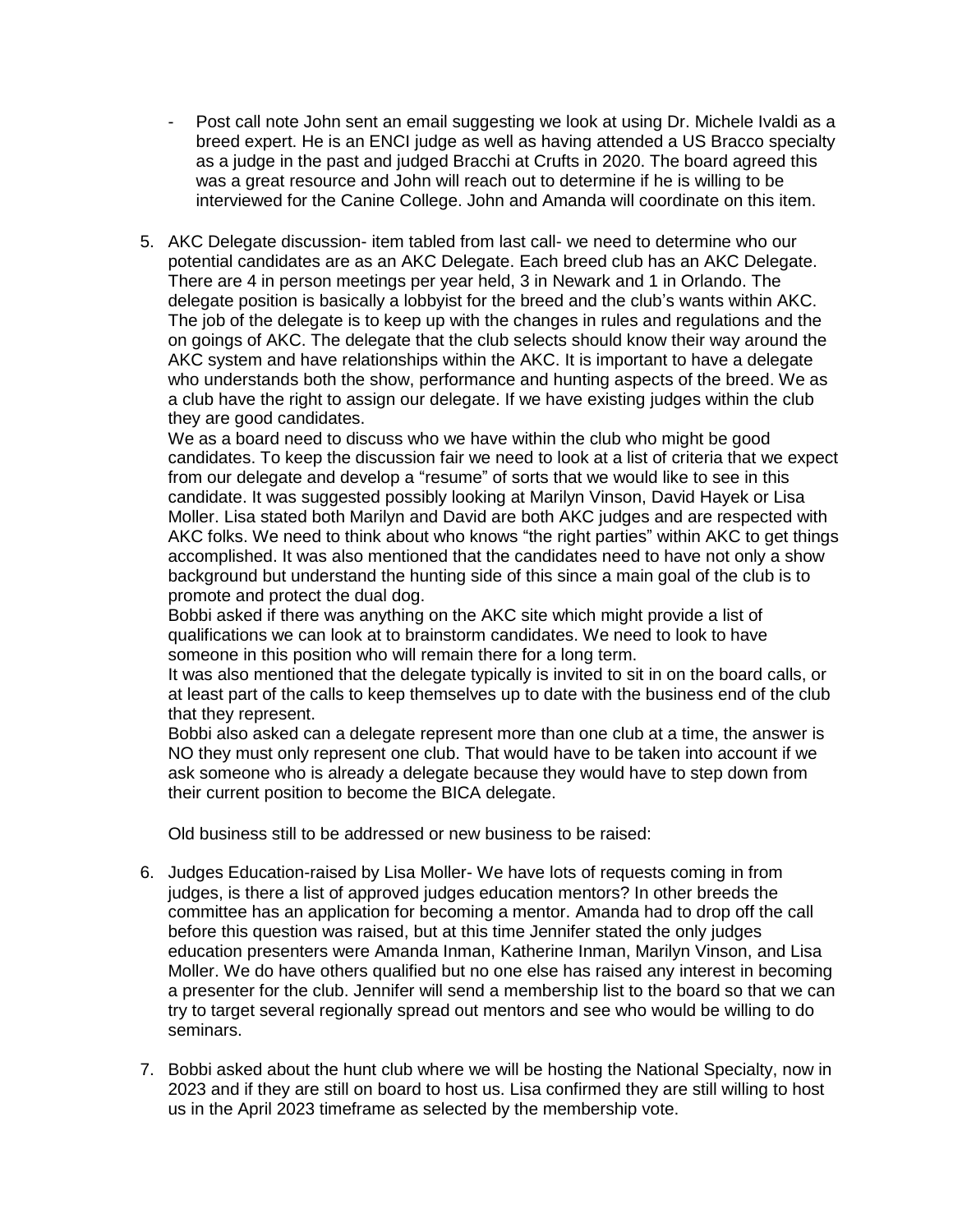- Post call note John sent an email suggesting we look at using Dr. Michele Ivaldi as a breed expert. He is an ENCI judge as well as having attended a US Bracco specialty as a judge in the past and judged Bracchi at Crufts in 2020. The board agreed this was a great resource and John will reach out to determine if he is willing to be interviewed for the Canine College. John and Amanda will coordinate on this item.

5. AKC Delegate discussion- item tabled from last call- we need to determine who our potential candidates are as an AKC Delegate. Each breed club has an AKC Delegate. There are 4 in person meetings per year held, 3 in Newark and 1 in Orlando. The delegate position is basically a lobbyist for the breed and the club's wants within AKC. The job of the delegate is to keep up with the changes in rules and regulations and the on goings of AKC. The delegate that the club selects should know their way around the AKC system and have relationships within the AKC. It is important to have a delegate who understands both the show, performance and hunting aspects of the breed. We as a club have the right to assign our delegate. If we have existing judges within the club they are good candidates.

   We as a board need to discuss who we have within the club who might be good candidates. To keep the discussion fair we need to look at a list of criteria that we expect from our delegate and develop a "resume" of sorts that we would like to see in this candidate. It was suggested possibly looking at Marilyn Vinson, David Hayek or Lisa Moller. Lisa stated both Marilyn and David are both AKC judges and are respected with AKC folks. We need to think about who knows "the right parties" within AKC to get things accomplished. It was also mentioned that the candidates need to have not only a show background but understand the hunting side of this since a main goal of the club is to promote and protect the dual dog.

   Bobbi asked if there was anything on the AKC site which might provide a list of qualifications we can look at to brainstorm candidates. We need to look to have someone in this position who will remain there for a long term.

   It was also mentioned that the delegate typically is invited to sit in on the board calls, or at least part of the calls to keep themselves up to date with the business end of the club that they represent.

   Bobbi also asked can a delegate represent more than one club at a time, the answer is NO they must only represent one club. That would have to be taken into account if we ask someone who is already a delegate because they would have to step down from their current position to become the BICA delegate.

   Old business still to be addressed or new business to be raised:

6. Judges Education-raised by Lisa Moller- We have lots of requests coming in from judges, is there a list of approved judges education mentors? In other breeds the committee has an application for becoming a mentor. Amanda had to drop off the call before this question was raised, but at this time Jennifer stated the only judges education presenters were Amanda Inman, Katherine Inman, Marilyn Vinson, and Lisa Moller. We do have others qualified but no one else has raised any interest in becoming a presenter for the club. Jennifer will send a membership list to the board so that we can try to target several regionally spread out mentors and see who would be willing to do seminars.

7. Bobbi asked about the hunt club where we will be hosting the National Specialty, now in 2023 and if they are still on board to host us. Lisa confirmed they are still willing to host us in the April 2023 timeframe as selected by the membership vote.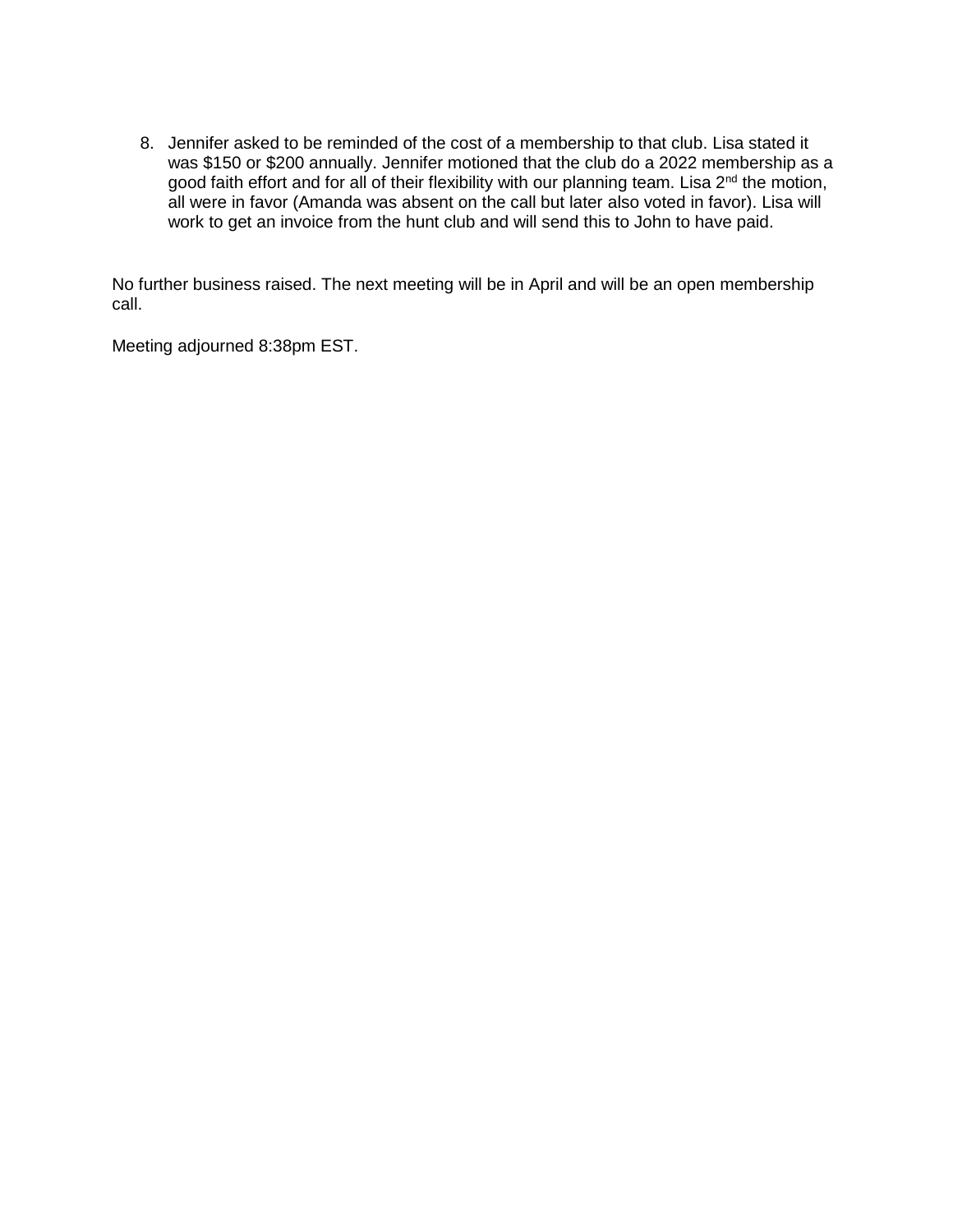8. Jennifer asked to be reminded of the cost of a membership to that club. Lisa stated it was $150 or $200 annually. Jennifer motioned that the club do a 2022 membership as a good faith effort and for all of their flexibility with our planning team. Lisa 2nd the motion, all were in favor (Amanda was absent on the call but later also voted in favor). Lisa will work to get an invoice from the hunt club and will send this to John to have paid.

No further business raised. The next meeting will be in April and will be an open membership call.

Meeting adjourned 8:38pm EST.